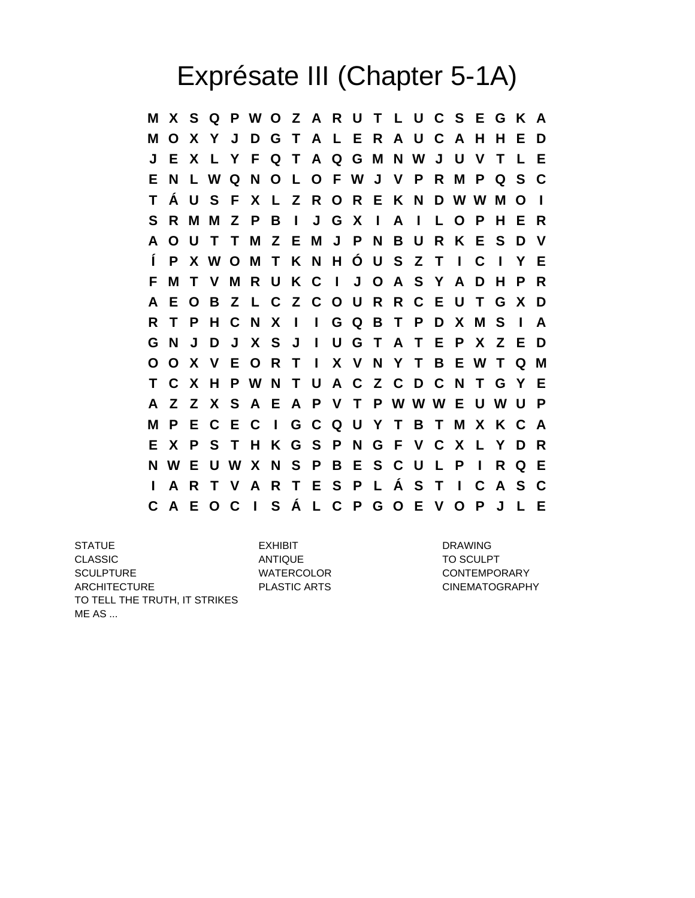# Exprésate III (Chapter 5-1A)

```
M X S Q P W O Z A R U T L U C S E G K A
M O X Y J D G T A L E R A U C A H H E D
J E X L Y F Q T A Q G M N W J U V T L E
E N L W Q N O L O F W J V P R M P Q S C
T Á U S F X L Z R O R E K N D W W M O I
S R M M Z P B I J G X I A I L O P H E R
A O U T T M Z E M J P N B U R K E S D V
Í P X W O M T K N H Ó U S Z T I C I Y E
F M T V M R U K C I J O A S Y A D H P R
A E O B Z L C Z C O U R R C E U T G X D
R T P H C N X I I G Q B T P D X M S I A
G N J D J X S J I U G T A T E P X Z E D
O O X V E O R T I X V N Y T B E W T Q M
T C X H P W N T U A C Z C D C N T G Y E
A Z Z X S A E A P V T P W W W E U W U P
M P E C E C I G C Q U Y T B T M X K C A
E X P S T H K G S P N G F V C X L Y D R
N W E U W X N S P B E S C U L P I R Q E
I A R T V A R T E S P L Á S T I C A S C
C A E O C I S Á L C P G O E V O P J L E
```

| | | |
|---|---|---|
| STATUE | EXHIBIT | DRAWING |
| CLASSIC | ANTIQUE | TO SCULPT |
| SCULPTURE | WATERCOLOR | CONTEMPORARY |
| ARCHITECTURE | PLASTIC ARTS | CINEMATOGRAPHY |
| TO TELL THE TRUTH, IT STRIKES ME AS ... | | |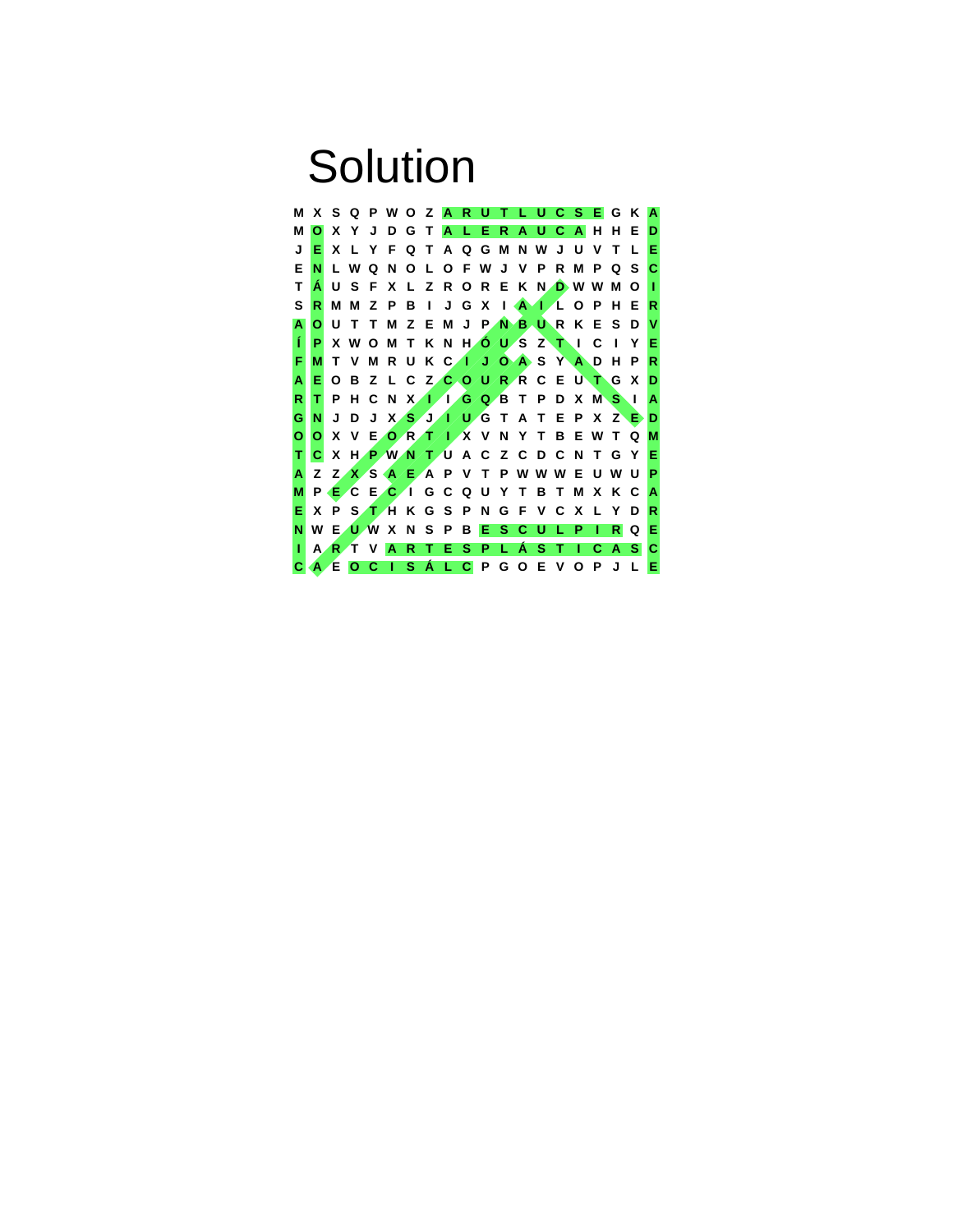# Solution

| | | | | | | | | | | | | | | | | | | | |
|---|---|---|---|---|---|---|---|---|---|---|---|---|---|---|---|---|---|---|---|
| M | X | S | Q | P | W | O | Z | A | R | U | T | L | U | C | S | E | G | K | A |
| M | O | X | Y | J | D | G | T | A | L | E | R | A | U | C | A | H | H | E | D |
| J | E | X | L | Y | F | Q | T | A | Q | G | M | N | W | J | U | V | T | L | E |
| E | N | L | W | Q | N | O | L | O | F | W | J | V | P | R | M | P | Q | S | C |
| T | Á | U | S | F | X | L | Z | R | O | R | E | K | N | D | W | W | M | O | I |
| S | R | M | M | Z | P | B | I | J | G | X | I | A | I | L | O | P | H | E | R |
| A | O | U | T | T | M | Z | E | M | J | P | N | B | U | R | K | E | S | D | V |
| Í | P | X | W | O | M | T | K | N | H | Ó | U | S | Z | T | I | C | I | Y | E |
| F | M | T | V | M | R | U | K | C | I | J | O | A | S | Y | A | D | H | P | R |
| A | E | O | B | Z | L | C | Z | C | O | U | R | R | C | E | U | T | G | X | D |
| R | T | P | H | C | N | X | I | I | G | Q | B | T | P | D | X | M | S | I | A |
| G | N | J | D | J | X | S | J | I | U | G | T | A | T | E | P | X | Z | E | D |
| O | O | X | V | E | O | R | T | I | X | V | N | Y | T | B | E | W | T | Q | M |
| T | C | X | H | P | W | N | T | U | A | C | Z | C | D | C | N | T | G | Y | E |
| A | Z | Z | X | S | A | E | A | P | V | T | P | W | W | W | E | U | W | U | P |
| M | P | E | C | E | C | I | G | C | Q | U | Y | T | B | T | M | X | K | C | A |
| E | X | P | S | T | H | K | G | S | P | N | G | F | V | C | X | L | Y | D | R |
| N | W | E | U | W | X | N | S | P | B | E | S | C | U | L | P | I | R | Q | E |
| I | A | R | T | V | A | R | T | E | S | P | L | Á | S | T | I | C | A | S | C |
| C | A | E | O | C | I | S | Á | L | C | P | G | O | E | V | O | P | J | L | E |